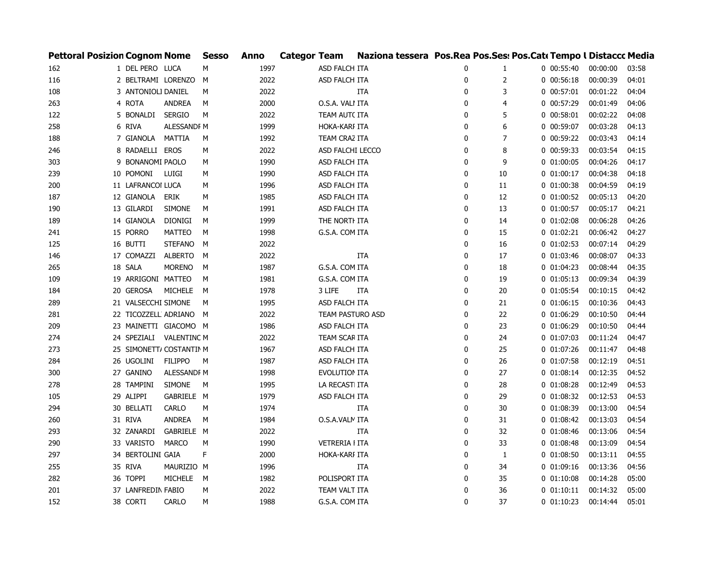| Pettoral | Posizion | Cognom | Nome | Sesso | Anno | Categor | Team | Naziona | tessera | Pos.Rea | Pos.Ses | Pos.Cat | Tempo | Distacco | Media |
|---|---|---|---|---|---|---|---|---|---|---|---|---|---|---|---|
| 162 | 1 | DEL PERO | LUCA | M | 1997 | | ASD FALCH | ITA | | 0 | 1 | 0 | 00:55:40 | 00:00:00 | 03:58 |
| 116 | 2 | BELTRAMI | LORENZO | M | 2022 | | ASD FALCH | ITA | | 0 | 2 | 0 | 00:56:18 | 00:00:39 | 04:01 |
| 108 | 3 | ANTONIOLI | DANIEL | M | 2022 | | | ITA | | 0 | 3 | 0 | 00:57:01 | 00:01:22 | 04:04 |
| 263 | 4 | ROTA | ANDREA | M | 2000 | | O.S.A. VALI | ITA | | 0 | 4 | 0 | 00:57:29 | 00:01:49 | 04:06 |
| 122 | 5 | BONALDI | SERGIO | M | 2022 | | TEAM AUTC | ITA | | 0 | 5 | 0 | 00:58:01 | 00:02:22 | 04:08 |
| 258 | 6 | RIVA | ALESSANDI | M | 1999 | | HOKA-KARI | ITA | | 0 | 6 | 0 | 00:59:07 | 00:03:28 | 04:13 |
| 188 | 7 | GIANOLA | MATTIA | M | 1992 | | TEAM CRAZ | ITA | | 0 | 7 | 0 | 00:59:22 | 00:03:43 | 04:14 |
| 246 | 8 | RADAELLI | EROS | M | 2022 | | ASD FALCHI LECCO | | | 0 | 8 | 0 | 00:59:33 | 00:03:54 | 04:15 |
| 303 | 9 | BONANOMI | PAOLO | M | 1990 | | ASD FALCH | ITA | | 0 | 9 | 0 | 01:00:05 | 00:04:26 | 04:17 |
| 239 | 10 | POMONI | LUIGI | M | 1990 | | ASD FALCH | ITA | | 0 | 10 | 0 | 01:00:17 | 00:04:38 | 04:18 |
| 200 | 11 | LAFRANCOI | LUCA | M | 1996 | | ASD FALCH | ITA | | 0 | 11 | 0 | 01:00:38 | 00:04:59 | 04:19 |
| 187 | 12 | GIANOLA | ERIK | M | 1985 | | ASD FALCH | ITA | | 0 | 12 | 0 | 01:00:52 | 00:05:13 | 04:20 |
| 190 | 13 | GILARDI | SIMONE | M | 1991 | | ASD FALCH | ITA | | 0 | 13 | 0 | 01:00:57 | 00:05:17 | 04:21 |
| 189 | 14 | GIANOLA | DIONIGI | M | 1999 | | THE NORTH | ITA | | 0 | 14 | 0 | 01:02:08 | 00:06:28 | 04:26 |
| 241 | 15 | PORRO | MATTEO | M | 1998 | | G.S.A. COM | ITA | | 0 | 15 | 0 | 01:02:21 | 00:06:42 | 04:27 |
| 125 | 16 | BUTTI | STEFANO | M | 2022 | | | | | 0 | 16 | 0 | 01:02:53 | 00:07:14 | 04:29 |
| 146 | 17 | COMAZZI | ALBERTO | M | 2022 | | | ITA | | 0 | 17 | 0 | 01:03:46 | 00:08:07 | 04:33 |
| 265 | 18 | SALA | MORENO | M | 1987 | | G.S.A. COM | ITA | | 0 | 18 | 0 | 01:04:23 | 00:08:44 | 04:35 |
| 109 | 19 | ARRIGONI | MATTEO | M | 1981 | | G.S.A. COM | ITA | | 0 | 19 | 0 | 01:05:13 | 00:09:34 | 04:39 |
| 184 | 20 | GEROSA | MICHELE | M | 1978 | | 3 LIFE | ITA | | 0 | 20 | 0 | 01:05:54 | 00:10:15 | 04:42 |
| 289 | 21 | VALSECCHI | SIMONE | M | 1995 | | ASD FALCH | ITA | | 0 | 21 | 0 | 01:06:15 | 00:10:36 | 04:43 |
| 281 | 22 | TICOZZELL | ADRIANO | M | 2022 | | TEAM PASTURO ASD | | | 0 | 22 | 0 | 01:06:29 | 00:10:50 | 04:44 |
| 209 | 23 | MAINETTI | GIACOMO | M | 1986 | | ASD FALCH | ITA | | 0 | 23 | 0 | 01:06:29 | 00:10:50 | 04:44 |
| 274 | 24 | SPEZIALI | VALENTINC | M | 2022 | | TEAM SCAR | ITA | | 0 | 24 | 0 | 01:07:03 | 00:11:24 | 04:47 |
| 273 | 25 | SIMONETTI | COSTANTIN | M | 1967 | | ASD FALCH | ITA | | 0 | 25 | 0 | 01:07:26 | 00:11:47 | 04:48 |
| 284 | 26 | UGOLINI | FILIPPO | M | 1987 | | ASD FALCH | ITA | | 0 | 26 | 0 | 01:07:58 | 00:12:19 | 04:51 |
| 300 | 27 | GANINO | ALESSANDI | M | 1998 | | EVOLUTION | ITA | | 0 | 27 | 0 | 01:08:14 | 00:12:35 | 04:52 |
| 278 | 28 | TAMPINI | SIMONE | M | 1995 | | LA RECASTI | ITA | | 0 | 28 | 0 | 01:08:28 | 00:12:49 | 04:53 |
| 105 | 29 | ALIPPI | GABRIELE | M | 1979 | | ASD FALCH | ITA | | 0 | 29 | 0 | 01:08:32 | 00:12:53 | 04:53 |
| 294 | 30 | BELLATI | CARLO | M | 1974 | | | ITA | | 0 | 30 | 0 | 01:08:39 | 00:13:00 | 04:54 |
| 260 | 31 | RIVA | ANDREA | M | 1984 | | O.S.A.VALM | ITA | | 0 | 31 | 0 | 01:08:42 | 00:13:03 | 04:54 |
| 293 | 32 | ZANARDI | GABRIELE | M | 2022 | | | ITA | | 0 | 32 | 0 | 01:08:46 | 00:13:06 | 04:54 |
| 290 | 33 | VARISTO | MARCO | M | 1990 | | VETRERIA I | ITA | | 0 | 33 | 0 | 01:08:48 | 00:13:09 | 04:54 |
| 297 | 34 | BERTOLINI | GAIA | F | 2000 | | HOKA-KARI | ITA | | 0 | 1 | 0 | 01:08:50 | 00:13:11 | 04:55 |
| 255 | 35 | RIVA | MAURIZIO | M | 1996 | | | ITA | | 0 | 34 | 0 | 01:09:16 | 00:13:36 | 04:56 |
| 282 | 36 | TOPPI | MICHELE | M | 1982 | | POLISPORT | ITA | | 0 | 35 | 0 | 01:10:08 | 00:14:28 | 05:00 |
| 201 | 37 | LANFREDIN | FABIO | M | 2022 | | TEAM VALT | ITA | | 0 | 36 | 0 | 01:10:11 | 00:14:32 | 05:00 |
| 152 | 38 | CORTI | CARLO | M | 1988 | | G.S.A. COM | ITA | | 0 | 37 | 0 | 01:10:23 | 00:14:44 | 05:01 |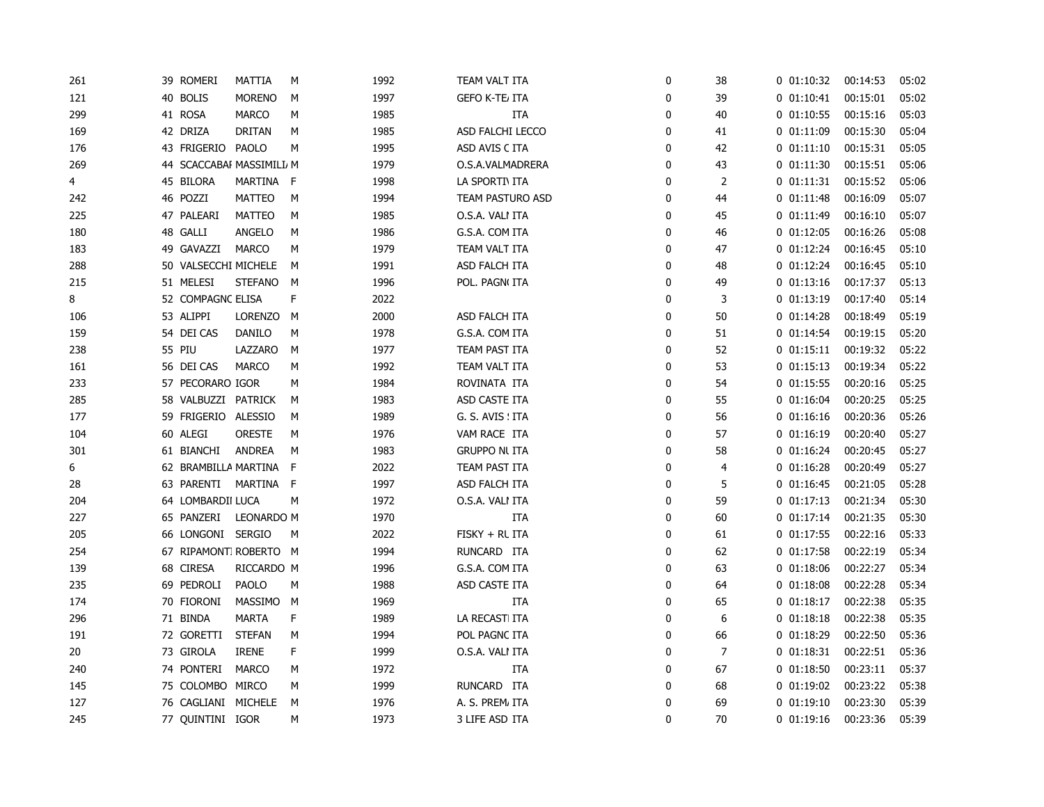| | | | | | | | | | | | | |
|---|---|---|---|---|---|---|---|---|---|---|---|---|
| 261 | 39 | ROMERI | MATTIA | M | 1992 | TEAM VALT ITA | 0 | 38 | 0 | 01:10:32 | 00:14:53 | 05:02 |
| 121 | 40 | BOLIS | MORENO | M | 1997 | GEFO K-TE/ ITA | 0 | 39 | 0 | 01:10:41 | 00:15:01 | 05:02 |
| 299 | 41 | ROSA | MARCO | M | 1985 | ITA | 0 | 40 | 0 | 01:10:55 | 00:15:16 | 05:03 |
| 169 | 42 | DRIZA | DRITAN | M | 1985 | ASD FALCHI LECCO | 0 | 41 | 0 | 01:11:09 | 00:15:30 | 05:04 |
| 176 | 43 | FRIGERIO | PAOLO | M | 1995 | ASD AVIS C ITA | 0 | 42 | 0 | 01:11:10 | 00:15:31 | 05:05 |
| 269 | 44 | SCACCABAI | MASSIMILI/ | M | 1979 | O.S.A.VALMADRERA | 0 | 43 | 0 | 01:11:30 | 00:15:51 | 05:06 |
| 4 | 45 | BILORA | MARTINA | F | 1998 | LA SPORTI\ ITA | 0 | 2 | 0 | 01:11:31 | 00:15:52 | 05:06 |
| 242 | 46 | POZZI | MATTEO | M | 1994 | TEAM PASTURO ASD | 0 | 44 | 0 | 01:11:48 | 00:16:09 | 05:07 |
| 225 | 47 | PALEARI | MATTEO | M | 1985 | O.S.A. VALI ITA | 0 | 45 | 0 | 01:11:49 | 00:16:10 | 05:07 |
| 180 | 48 | GALLI | ANGELO | M | 1986 | G.S.A. COM ITA | 0 | 46 | 0 | 01:12:05 | 00:16:26 | 05:08 |
| 183 | 49 | GAVAZZI | MARCO | M | 1979 | TEAM VALT ITA | 0 | 47 | 0 | 01:12:24 | 00:16:45 | 05:10 |
| 288 | 50 | VALSECCHI | MICHELE | M | 1991 | ASD FALCH ITA | 0 | 48 | 0 | 01:12:24 | 00:16:45 | 05:10 |
| 215 | 51 | MELESI | STEFANO | M | 1996 | POL. PAGN( ITA | 0 | 49 | 0 | 01:13:16 | 00:17:37 | 05:13 |
| 8 | 52 | COMPAGNC | ELISA | F | 2022 | | 0 | 3 | 0 | 01:13:19 | 00:17:40 | 05:14 |
| 106 | 53 | ALIPPI | LORENZO | M | 2000 | ASD FALCH ITA | 0 | 50 | 0 | 01:14:28 | 00:18:49 | 05:19 |
| 159 | 54 | DEI CAS | DANILO | M | 1978 | G.S.A. COM ITA | 0 | 51 | 0 | 01:14:54 | 00:19:15 | 05:20 |
| 238 | 55 | PIU | LAZZARO | M | 1977 | TEAM PAST ITA | 0 | 52 | 0 | 01:15:11 | 00:19:32 | 05:22 |
| 161 | 56 | DEI CAS | MARCO | M | 1992 | TEAM VALT ITA | 0 | 53 | 0 | 01:15:13 | 00:19:34 | 05:22 |
| 233 | 57 | PECORARO | IGOR | M | 1984 | ROVINATA ITA | 0 | 54 | 0 | 01:15:55 | 00:20:16 | 05:25 |
| 285 | 58 | VALBUZZI | PATRICK | M | 1983 | ASD CASTE ITA | 0 | 55 | 0 | 01:16:04 | 00:20:25 | 05:25 |
| 177 | 59 | FRIGERIO | ALESSIO | M | 1989 | G. S. AVIS ! ITA | 0 | 56 | 0 | 01:16:16 | 00:20:36 | 05:26 |
| 104 | 60 | ALEGI | ORESTE | M | 1976 | VAM RACE ITA | 0 | 57 | 0 | 01:16:19 | 00:20:40 | 05:27 |
| 301 | 61 | BIANCHI | ANDREA | M | 1983 | GRUPPO NL ITA | 0 | 58 | 0 | 01:16:24 | 00:20:45 | 05:27 |
| 6 | 62 | BRAMBILLA | MARTINA | F | 2022 | TEAM PAST ITA | 0 | 4 | 0 | 01:16:28 | 00:20:49 | 05:27 |
| 28 | 63 | PARENTI | MARTINA | F | 1997 | ASD FALCH ITA | 0 | 5 | 0 | 01:16:45 | 00:21:05 | 05:28 |
| 204 | 64 | LOMBARDII | LUCA | M | 1972 | O.S.A. VALI ITA | 0 | 59 | 0 | 01:17:13 | 00:21:34 | 05:30 |
| 227 | 65 | PANZERI | LEONARDO | M | 1970 | ITA | 0 | 60 | 0 | 01:17:14 | 00:21:35 | 05:30 |
| 205 | 66 | LONGONI | SERGIO | M | 2022 | FISKY + RL ITA | 0 | 61 | 0 | 01:17:55 | 00:22:16 | 05:33 |
| 254 | 67 | RIPAMONTI | ROBERTO | M | 1994 | RUNCARD ITA | 0 | 62 | 0 | 01:17:58 | 00:22:19 | 05:34 |
| 139 | 68 | CIRESA | RICCARDO | M | 1996 | G.S.A. COM ITA | 0 | 63 | 0 | 01:18:06 | 00:22:27 | 05:34 |
| 235 | 69 | PEDROLI | PAOLO | M | 1988 | ASD CASTE ITA | 0 | 64 | 0 | 01:18:08 | 00:22:28 | 05:34 |
| 174 | 70 | FIORONI | MASSIMO | M | 1969 | ITA | 0 | 65 | 0 | 01:18:17 | 00:22:38 | 05:35 |
| 296 | 71 | BINDA | MARTA | F | 1989 | LA RECASTI ITA | 0 | 6 | 0 | 01:18:18 | 00:22:38 | 05:35 |
| 191 | 72 | GORETTI | STEFAN | M | 1994 | POL PAGNC ITA | 0 | 66 | 0 | 01:18:29 | 00:22:50 | 05:36 |
| 20 | 73 | GIROLA | IRENE | F | 1999 | O.S.A. VALI ITA | 0 | 7 | 0 | 01:18:31 | 00:22:51 | 05:36 |
| 240 | 74 | PONTERI | MARCO | M | 1972 | ITA | 0 | 67 | 0 | 01:18:50 | 00:23:11 | 05:37 |
| 145 | 75 | COLOMBO | MIRCO | M | 1999 | RUNCARD ITA | 0 | 68 | 0 | 01:19:02 | 00:23:22 | 05:38 |
| 127 | 76 | CAGLIANI | MICHELE | M | 1976 | A. S. PREM/ ITA | 0 | 69 | 0 | 01:19:10 | 00:23:30 | 05:39 |
| 245 | 77 | QUINTINI | IGOR | M | 1973 | 3 LIFE ASD ITA | 0 | 70 | 0 | 01:19:16 | 00:23:36 | 05:39 |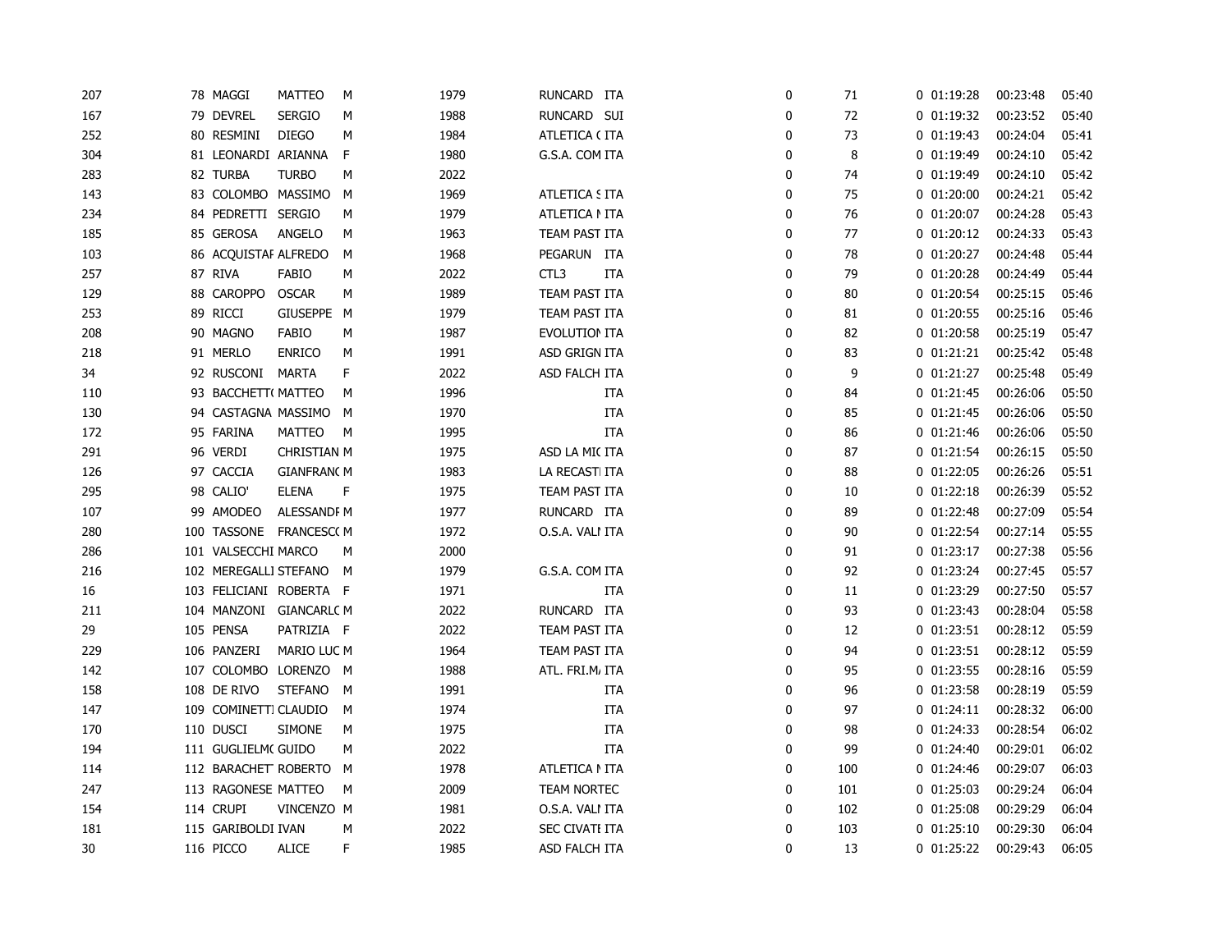| | | | | | | | | | | | | | |
|---|---|---|---|---|---|---|---|---|---|---|---|---|---|
| 207 | 78 | MAGGI | MATTEO | M | 1979 | RUNCARD | ITA | 0 | 71 | 0 | 01:19:28 | 00:23:48 | 05:40 |
| 167 | 79 | DEVREL | SERGIO | M | 1988 | RUNCARD | SUI | 0 | 72 | 0 | 01:19:32 | 00:23:52 | 05:40 |
| 252 | 80 | RESMINI | DIEGO | M | 1984 | ATLETICA ( | ITA | 0 | 73 | 0 | 01:19:43 | 00:24:04 | 05:41 |
| 304 | 81 | LEONARDI | ARIANNA | F | 1980 | G.S.A. COM | ITA | 0 | 8 | 0 | 01:19:49 | 00:24:10 | 05:42 |
| 283 | 82 | TURBA | TURBO | M | 2022 | | | 0 | 74 | 0 | 01:19:49 | 00:24:10 | 05:42 |
| 143 | 83 | COLOMBO | MASSIMO | M | 1969 | ATLETICA S | ITA | 0 | 75 | 0 | 01:20:00 | 00:24:21 | 05:42 |
| 234 | 84 | PEDRETTI | SERGIO | M | 1979 | ATLETICA I | ITA | 0 | 76 | 0 | 01:20:07 | 00:24:28 | 05:43 |
| 185 | 85 | GEROSA | ANGELO | M | 1963 | TEAM PAST | ITA | 0 | 77 | 0 | 01:20:12 | 00:24:33 | 05:43 |
| 103 | 86 | ACQUISTAF | ALFREDO | M | 1968 | PEGARUN | ITA | 0 | 78 | 0 | 01:20:27 | 00:24:48 | 05:44 |
| 257 | 87 | RIVA | FABIO | M | 2022 | CTL3 | ITA | 0 | 79 | 0 | 01:20:28 | 00:24:49 | 05:44 |
| 129 | 88 | CAROPPO | OSCAR | M | 1989 | TEAM PAST | ITA | 0 | 80 | 0 | 01:20:54 | 00:25:15 | 05:46 |
| 253 | 89 | RICCI | GIUSEPPE | M | 1979 | TEAM PAST | ITA | 0 | 81 | 0 | 01:20:55 | 00:25:16 | 05:46 |
| 208 | 90 | MAGNO | FABIO | M | 1987 | EVOLUTION | ITA | 0 | 82 | 0 | 01:20:58 | 00:25:19 | 05:47 |
| 218 | 91 | MERLO | ENRICO | M | 1991 | ASD GRIGN | ITA | 0 | 83 | 0 | 01:21:21 | 00:25:42 | 05:48 |
| 34 | 92 | RUSCONI | MARTA | F | 2022 | ASD FALCH | ITA | 0 | 9 | 0 | 01:21:27 | 00:25:48 | 05:49 |
| 110 | 93 | BACCHETT( | MATTEO | M | 1996 | | ITA | 0 | 84 | 0 | 01:21:45 | 00:26:06 | 05:50 |
| 130 | 94 | CASTAGNA | MASSIMO | M | 1970 | | ITA | 0 | 85 | 0 | 01:21:45 | 00:26:06 | 05:50 |
| 172 | 95 | FARINA | MATTEO | M | 1995 | | ITA | 0 | 86 | 0 | 01:21:46 | 00:26:06 | 05:50 |
| 291 | 96 | VERDI | CHRISTIAN | M | 1975 | ASD LA MI( | ITA | 0 | 87 | 0 | 01:21:54 | 00:26:15 | 05:50 |
| 126 | 97 | CACCIA | GIANFRAN( | M | 1983 | LA RECASTI | ITA | 0 | 88 | 0 | 01:22:05 | 00:26:26 | 05:51 |
| 295 | 98 | CALIO' | ELENA | F | 1975 | TEAM PAST | ITA | 0 | 10 | 0 | 01:22:18 | 00:26:39 | 05:52 |
| 107 | 99 | AMODEO | ALESSANDF | M | 1977 | RUNCARD | ITA | 0 | 89 | 0 | 01:22:48 | 00:27:09 | 05:54 |
| 280 | 100 | TASSONE | FRANCESC( | M | 1972 | O.S.A. VALI | ITA | 0 | 90 | 0 | 01:22:54 | 00:27:14 | 05:55 |
| 286 | 101 | VALSECCHI | MARCO | M | 2000 | | | 0 | 91 | 0 | 01:23:17 | 00:27:38 | 05:56 |
| 216 | 102 | MEREGALLI | STEFANO | M | 1979 | G.S.A. COM | ITA | 0 | 92 | 0 | 01:23:24 | 00:27:45 | 05:57 |
| 16 | 103 | FELICIANI | ROBERTA | F | 1971 | | ITA | 0 | 11 | 0 | 01:23:29 | 00:27:50 | 05:57 |
| 211 | 104 | MANZONI | GIANCARL( | M | 2022 | RUNCARD | ITA | 0 | 93 | 0 | 01:23:43 | 00:28:04 | 05:58 |
| 29 | 105 | PENSA | PATRIZIA | F | 2022 | TEAM PAST | ITA | 0 | 12 | 0 | 01:23:51 | 00:28:12 | 05:59 |
| 229 | 106 | PANZERI | MARIO LUC | M | 1964 | TEAM PAST | ITA | 0 | 94 | 0 | 01:23:51 | 00:28:12 | 05:59 |
| 142 | 107 | COLOMBO | LORENZO | M | 1988 | ATL. FRI.M/ | ITA | 0 | 95 | 0 | 01:23:55 | 00:28:16 | 05:59 |
| 158 | 108 | DE RIVO | STEFANO | M | 1991 | | ITA | 0 | 96 | 0 | 01:23:58 | 00:28:19 | 05:59 |
| 147 | 109 | COMINETTI | CLAUDIO | M | 1974 | | ITA | 0 | 97 | 0 | 01:24:11 | 00:28:32 | 06:00 |
| 170 | 110 | DUSCI | SIMONE | M | 1975 | | ITA | 0 | 98 | 0 | 01:24:33 | 00:28:54 | 06:02 |
| 194 | 111 | GUGLIELM( | GUIDO | M | 2022 | | ITA | 0 | 99 | 0 | 01:24:40 | 00:29:01 | 06:02 |
| 114 | 112 | BARACHET | ROBERTO | M | 1978 | ATLETICA I | ITA | 0 | 100 | 0 | 01:24:46 | 00:29:07 | 06:03 |
| 247 | 113 | RAGONESE | MATTEO | M | 2009 | TEAM NORTEC | | 0 | 101 | 0 | 01:25:03 | 00:29:24 | 06:04 |
| 154 | 114 | CRUPI | VINCENZO | M | 1981 | O.S.A. VALI | ITA | 0 | 102 | 0 | 01:25:08 | 00:29:29 | 06:04 |
| 181 | 115 | GARIBOLDI | IVAN | M | 2022 | SEC CIVATI | ITA | 0 | 103 | 0 | 01:25:10 | 00:29:30 | 06:04 |
| 30 | 116 | PICCO | ALICE | F | 1985 | ASD FALCH | ITA | 0 | 13 | 0 | 01:25:22 | 00:29:43 | 06:05 |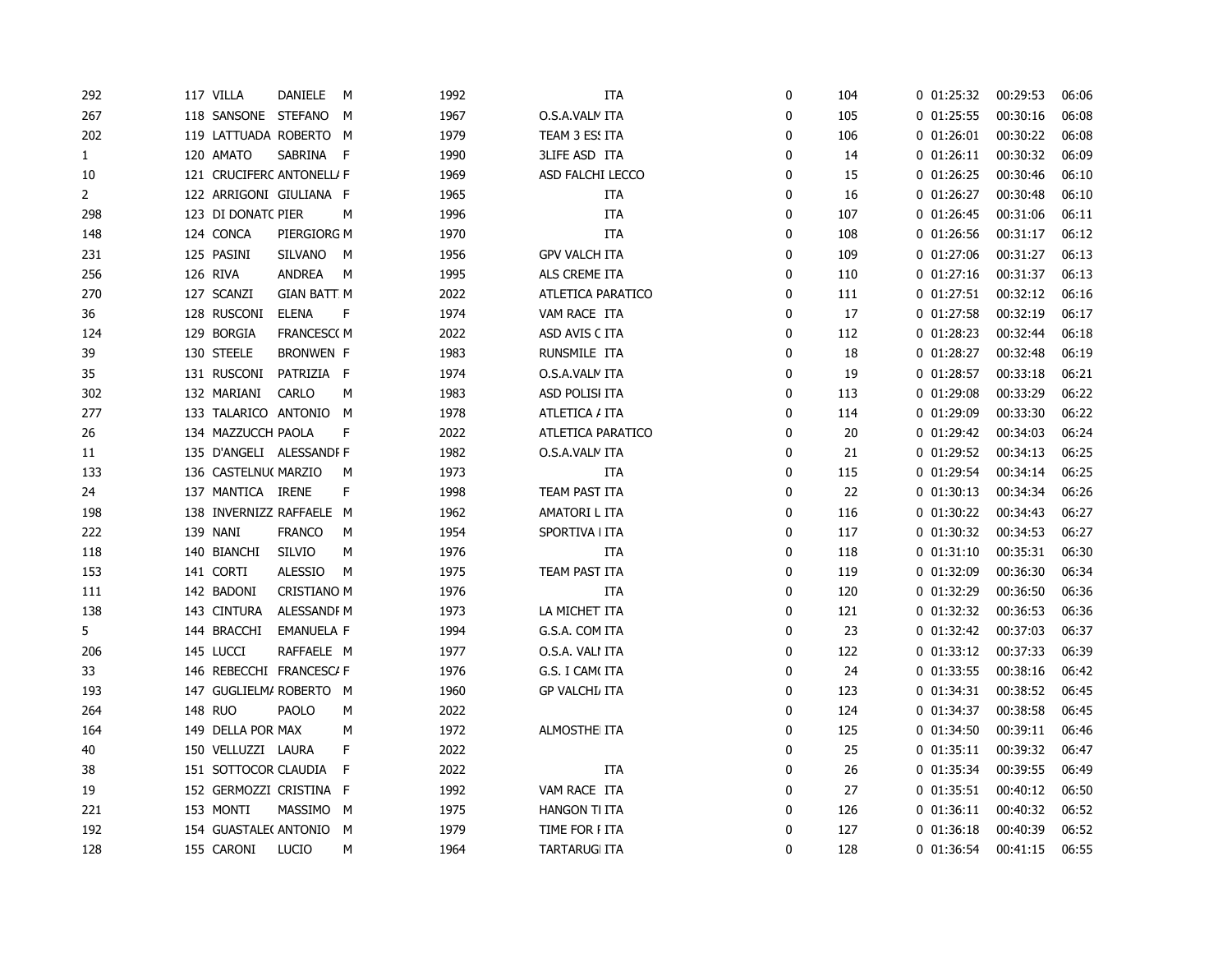| | | | | | | | | | | | | | |
|---|---|---|---|---|---|---|---|---|---|---|---|---|---|
| 292 | 117 | VILLA | DANIELE | M | 1992 | | ITA | 0 | 104 | 0 | 01:25:32 | 00:29:53 | 06:06 |
| 267 | 118 | SANSONE | STEFANO | M | 1967 | O.S.A.VALM | ITA | 0 | 105 | 0 | 01:25:55 | 00:30:16 | 06:08 |
| 202 | 119 | LATTUADA | ROBERTO | M | 1979 | TEAM 3 ESS | ITA | 0 | 106 | 0 | 01:26:01 | 00:30:22 | 06:08 |
| 1 | 120 | AMATO | SABRINA | F | 1990 | 3LIFE ASD | ITA | 0 | 14 | 0 | 01:26:11 | 00:30:32 | 06:09 |
| 10 | 121 | CRUCIFERO | ANTONELLA | F | 1969 | ASD FALCHI LECCO | | 0 | 15 | 0 | 01:26:25 | 00:30:46 | 06:10 |
| 2 | 122 | ARRIGONI | GIULIANA | F | 1965 | | ITA | 0 | 16 | 0 | 01:26:27 | 00:30:48 | 06:10 |
| 298 | 123 | DI DONATO | PIER | M | 1996 | | ITA | 0 | 107 | 0 | 01:26:45 | 00:31:06 | 06:11 |
| 148 | 124 | CONCA | PIERGIORG | M | 1970 | | ITA | 0 | 108 | 0 | 01:26:56 | 00:31:17 | 06:12 |
| 231 | 125 | PASINI | SILVANO | M | 1956 | GPV VALCH | ITA | 0 | 109 | 0 | 01:27:06 | 00:31:27 | 06:13 |
| 256 | 126 | RIVA | ANDREA | M | 1995 | ALS CREME | ITA | 0 | 110 | 0 | 01:27:16 | 00:31:37 | 06:13 |
| 270 | 127 | SCANZI | GIAN BATT | M | 2022 | ATLETICA PARATICO | | 0 | 111 | 0 | 01:27:51 | 00:32:12 | 06:16 |
| 36 | 128 | RUSCONI | ELENA | F | 1974 | VAM RACE | ITA | 0 | 17 | 0 | 01:27:58 | 00:32:19 | 06:17 |
| 124 | 129 | BORGIA | FRANCESCO | M | 2022 | ASD AVIS C | ITA | 0 | 112 | 0 | 01:28:23 | 00:32:44 | 06:18 |
| 39 | 130 | STEELE | BRONWEN | F | 1983 | RUNSMILE | ITA | 0 | 18 | 0 | 01:28:27 | 00:32:48 | 06:19 |
| 35 | 131 | RUSCONI | PATRIZIA | F | 1974 | O.S.A.VALM | ITA | 0 | 19 | 0 | 01:28:57 | 00:33:18 | 06:21 |
| 302 | 132 | MARIANI | CARLO | M | 1983 | ASD POLISI | ITA | 0 | 113 | 0 | 01:29:08 | 00:33:29 | 06:22 |
| 277 | 133 | TALARICO | ANTONIO | M | 1978 | ATLETICA A | ITA | 0 | 114 | 0 | 01:29:09 | 00:33:30 | 06:22 |
| 26 | 134 | MAZZUCCH | PAOLA | F | 2022 | ATLETICA PARATICO | | 0 | 20 | 0 | 01:29:42 | 00:34:03 | 06:24 |
| 11 | 135 | D'ANGELI | ALESSANDF | F | 1982 | O.S.A.VALM | ITA | 0 | 21 | 0 | 01:29:52 | 00:34:13 | 06:25 |
| 133 | 136 | CASTELNUO | MARZIO | M | 1973 | | ITA | 0 | 115 | 0 | 01:29:54 | 00:34:14 | 06:25 |
| 24 | 137 | MANTICA | IRENE | F | 1998 | TEAM PAST | ITA | 0 | 22 | 0 | 01:30:13 | 00:34:34 | 06:26 |
| 198 | 138 | INVERNIZZ | RAFFAELE | M | 1962 | AMATORI L | ITA | 0 | 116 | 0 | 01:30:22 | 00:34:43 | 06:27 |
| 222 | 139 | NANI | FRANCO | M | 1954 | SPORTIVA I | ITA | 0 | 117 | 0 | 01:30:32 | 00:34:53 | 06:27 |
| 118 | 140 | BIANCHI | SILVIO | M | 1976 | | ITA | 0 | 118 | 0 | 01:31:10 | 00:35:31 | 06:30 |
| 153 | 141 | CORTI | ALESSIO | M | 1975 | TEAM PAST | ITA | 0 | 119 | 0 | 01:32:09 | 00:36:30 | 06:34 |
| 111 | 142 | BADONI | CRISTIANO | M | 1976 | | ITA | 0 | 120 | 0 | 01:32:29 | 00:36:50 | 06:36 |
| 138 | 143 | CINTURA | ALESSANDF | M | 1973 | LA MICHET | ITA | 0 | 121 | 0 | 01:32:32 | 00:36:53 | 06:36 |
| 5 | 144 | BRACCHI | EMANUELA | F | 1994 | G.S.A. COM | ITA | 0 | 23 | 0 | 01:32:42 | 00:37:03 | 06:37 |
| 206 | 145 | LUCCI | RAFFAELE | M | 1977 | O.S.A. VALI | ITA | 0 | 122 | 0 | 01:33:12 | 00:37:33 | 06:39 |
| 33 | 146 | REBECCHI | FRANCESCA | F | 1976 | G.S. I CAMO | ITA | 0 | 24 | 0 | 01:33:55 | 00:38:16 | 06:42 |
| 193 | 147 | GUGLIELMA | ROBERTO | M | 1960 | GP VALCHIA | ITA | 0 | 123 | 0 | 01:34:31 | 00:38:52 | 06:45 |
| 264 | 148 | RUO | PAOLO | M | 2022 | | | 0 | 124 | 0 | 01:34:37 | 00:38:58 | 06:45 |
| 164 | 149 | DELLA POR | MAX | M | 1972 | ALMOSTHEI | ITA | 0 | 125 | 0 | 01:34:50 | 00:39:11 | 06:46 |
| 40 | 150 | VELLUZZI | LAURA | F | 2022 | | | 0 | 25 | 0 | 01:35:11 | 00:39:32 | 06:47 |
| 38 | 151 | SOTTOCOR | CLAUDIA | F | 2022 | | ITA | 0 | 26 | 0 | 01:35:34 | 00:39:55 | 06:49 |
| 19 | 152 | GERMOZZI | CRISTINA | F | 1992 | VAM RACE | ITA | 0 | 27 | 0 | 01:35:51 | 00:40:12 | 06:50 |
| 221 | 153 | MONTI | MASSIMO | M | 1975 | HANGON TI | ITA | 0 | 126 | 0 | 01:36:11 | 00:40:32 | 06:52 |
| 192 | 154 | GUASTALEO | ANTONIO | M | 1979 | TIME FOR F | ITA | 0 | 127 | 0 | 01:36:18 | 00:40:39 | 06:52 |
| 128 | 155 | CARONI | LUCIO | M | 1964 | TARTARUGI | ITA | 0 | 128 | 0 | 01:36:54 | 00:41:15 | 06:55 |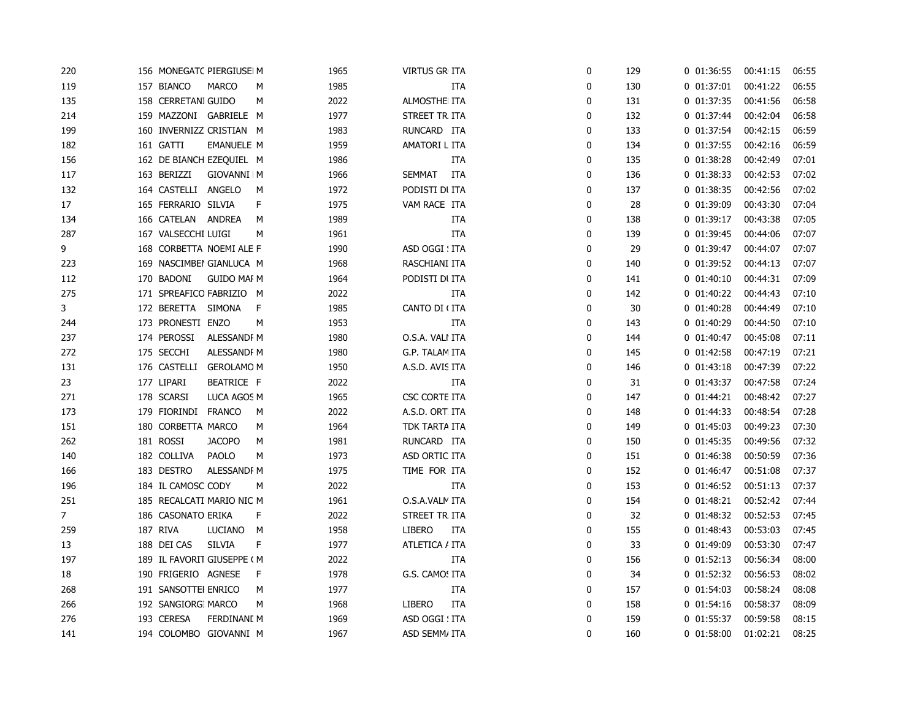| | | | | | | | | | | | | | |
|---|---|---|---|---|---|---|---|---|---|---|---|---|---|
| 220 | 156 | MONEGATC | PIERGIUSEI | M | 1965 | VIRTUS GR | ITA | 0 | 129 | 0 | 01:36:55 | 00:41:15 | 06:55 |
| 119 | 157 | BIANCO | MARCO | M | 1985 | | ITA | 0 | 130 | 0 | 01:37:01 | 00:41:22 | 06:55 |
| 135 | 158 | CERRETANI | GUIDO | M | 2022 | ALMOSTHEI | ITA | 0 | 131 | 0 | 01:37:35 | 00:41:56 | 06:58 |
| 214 | 159 | MAZZONI | GABRIELE | M | 1977 | STREET TR | ITA | 0 | 132 | 0 | 01:37:44 | 00:42:04 | 06:58 |
| 199 | 160 | INVERNIZZ | CRISTIAN | M | 1983 | RUNCARD | ITA | 0 | 133 | 0 | 01:37:54 | 00:42:15 | 06:59 |
| 182 | 161 | GATTI | EMANUELE | M | 1959 | AMATORI L | ITA | 0 | 134 | 0 | 01:37:55 | 00:42:16 | 06:59 |
| 156 | 162 | DE BIANCH | EZEQUIEL | M | 1986 | | ITA | 0 | 135 | 0 | 01:38:28 | 00:42:49 | 07:01 |
| 117 | 163 | BERIZZI | GIOVANNI | M | 1966 | SEMMAT | ITA | 0 | 136 | 0 | 01:38:33 | 00:42:53 | 07:02 |
| 132 | 164 | CASTELLI | ANGELO | M | 1972 | PODISTI DI | ITA | 0 | 137 | 0 | 01:38:35 | 00:42:56 | 07:02 |
| 17 | 165 | FERRARIO | SILVIA | F | 1975 | VAM RACE | ITA | 0 | 28 | 0 | 01:39:09 | 00:43:30 | 07:04 |
| 134 | 166 | CATELAN | ANDREA | M | 1989 | | ITA | 0 | 138 | 0 | 01:39:17 | 00:43:38 | 07:05 |
| 287 | 167 | VALSECCHI | LUIGI | M | 1961 | | ITA | 0 | 139 | 0 | 01:39:45 | 00:44:06 | 07:07 |
| 9 | 168 | CORBETTA | NOEMI ALE | F | 1990 | ASD OGGI | ITA | 0 | 29 | 0 | 01:39:47 | 00:44:07 | 07:07 |
| 223 | 169 | NASCIMBEI | GIANLUCA | M | 1968 | RASCHIANI | ITA | 0 | 140 | 0 | 01:39:52 | 00:44:13 | 07:07 |
| 112 | 170 | BADONI | GUIDO MAI | M | 1964 | PODISTI DI | ITA | 0 | 141 | 0 | 01:40:10 | 00:44:31 | 07:09 |
| 275 | 171 | SPREAFICO | FABRIZIO | M | 2022 | | ITA | 0 | 142 | 0 | 01:40:22 | 00:44:43 | 07:10 |
| 3 | 172 | BERETTA | SIMONA | F | 1985 | CANTO DI ( | ITA | 0 | 30 | 0 | 01:40:28 | 00:44:49 | 07:10 |
| 244 | 173 | PRONESTI | ENZO | M | 1953 | | ITA | 0 | 143 | 0 | 01:40:29 | 00:44:50 | 07:10 |
| 237 | 174 | PEROSSI | ALESSANDI | M | 1980 | O.S.A. VALI | ITA | 0 | 144 | 0 | 01:40:47 | 00:45:08 | 07:11 |
| 272 | 175 | SECCHI | ALESSANDI | M | 1980 | G.P. TALAM | ITA | 0 | 145 | 0 | 01:42:58 | 00:47:19 | 07:21 |
| 131 | 176 | CASTELLI | GEROLAMO | M | 1950 | A.S.D. AVIS | ITA | 0 | 146 | 0 | 01:43:18 | 00:47:39 | 07:22 |
| 23 | 177 | LIPARI | BEATRICE | F | 2022 | | ITA | 0 | 31 | 0 | 01:43:37 | 00:47:58 | 07:24 |
| 271 | 178 | SCARSI | LUCA AGOS | M | 1965 | CSC CORTE | ITA | 0 | 147 | 0 | 01:44:21 | 00:48:42 | 07:27 |
| 173 | 179 | FIORINDI | FRANCO | M | 2022 | A.S.D. ORT | ITA | 0 | 148 | 0 | 01:44:33 | 00:48:54 | 07:28 |
| 151 | 180 | CORBETTA | MARCO | M | 1964 | TDK TARTA | ITA | 0 | 149 | 0 | 01:45:03 | 00:49:23 | 07:30 |
| 262 | 181 | ROSSI | JACOPO | M | 1981 | RUNCARD | ITA | 0 | 150 | 0 | 01:45:35 | 00:49:56 | 07:32 |
| 140 | 182 | COLLIVA | PAOLO | M | 1973 | ASD ORTIC | ITA | 0 | 151 | 0 | 01:46:38 | 00:50:59 | 07:36 |
| 166 | 183 | DESTRO | ALESSANDI | M | 1975 | TIME FOR | ITA | 0 | 152 | 0 | 01:46:47 | 00:51:08 | 07:37 |
| 196 | 184 | IL CAMOSC | CODY | M | 2022 | | ITA | 0 | 153 | 0 | 01:46:52 | 00:51:13 | 07:37 |
| 251 | 185 | RECALCATI | MARIO NIC | M | 1961 | O.S.A.VALN | ITA | 0 | 154 | 0 | 01:48:21 | 00:52:42 | 07:44 |
| 7 | 186 | CASONATO | ERIKA | F | 2022 | STREET TR | ITA | 0 | 32 | 0 | 01:48:32 | 00:52:53 | 07:45 |
| 259 | 187 | RIVA | LUCIANO | M | 1958 | LIBERO | ITA | 0 | 155 | 0 | 01:48:43 | 00:53:03 | 07:45 |
| 13 | 188 | DEI CAS | SILVIA | F | 1977 | ATLETICA / | ITA | 0 | 33 | 0 | 01:49:09 | 00:53:30 | 07:47 |
| 197 | 189 | IL FAVORIT | GIUSEPPE ( | M | 2022 | | ITA | 0 | 156 | 0 | 01:52:13 | 00:56:34 | 08:00 |
| 18 | 190 | FRIGERIO | AGNESE | F | 1978 | G.S. CAMOS | ITA | 0 | 34 | 0 | 01:52:32 | 00:56:53 | 08:02 |
| 268 | 191 | SANSOTTEI | ENRICO | M | 1977 | | ITA | 0 | 157 | 0 | 01:54:03 | 00:58:24 | 08:08 |
| 266 | 192 | SANGIORGI | MARCO | M | 1968 | LIBERO | ITA | 0 | 158 | 0 | 01:54:16 | 00:58:37 | 08:09 |
| 276 | 193 | CERESA | FERDINANI | M | 1969 | ASD OGGI | ITA | 0 | 159 | 0 | 01:55:37 | 00:59:58 | 08:15 |
| 141 | 194 | COLOMBO | GIOVANNI | M | 1967 | ASD SEMM/ | ITA | 0 | 160 | 0 | 01:58:00 | 01:02:21 | 08:25 |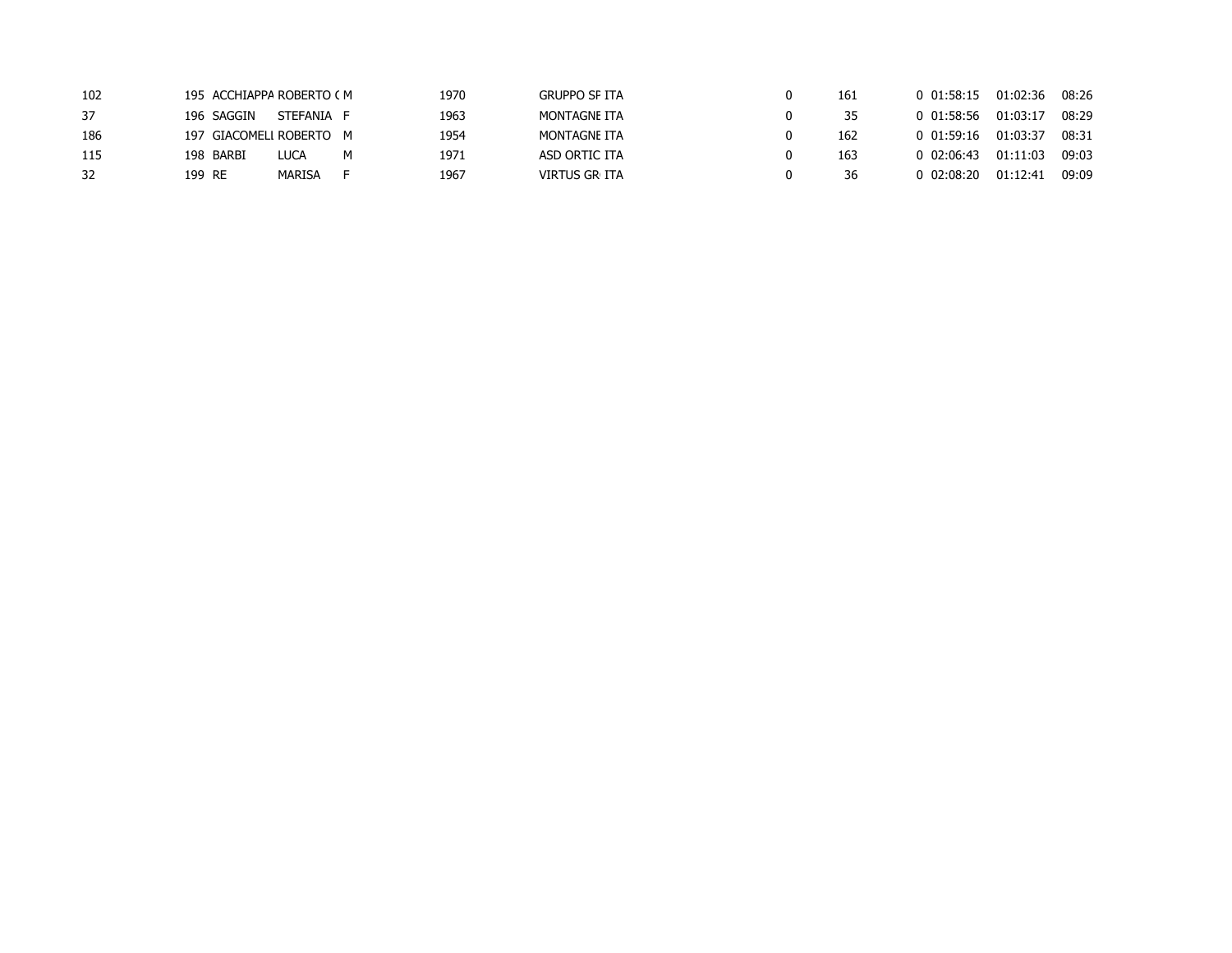| | | | | | | | | | | | | | |
|---|---|---|---|---|---|---|---|---|---|---|---|---|---|
| 102 | 195 | ACCHIAPPA | ROBERTO ( | M | 1970 | GRUPPO SF | ITA | 0 | 161 | 0 | 01:58:15 | 01:02:36 | 08:26 |
| 37 | 196 | SAGGIN | STEFANIA | F | 1963 | MONTAGNE | ITA | 0 | 35 | 0 | 01:58:56 | 01:03:17 | 08:29 |
| 186 | 197 | GIACOMELI | ROBERTO | M | 1954 | MONTAGNE | ITA | 0 | 162 | 0 | 01:59:16 | 01:03:37 | 08:31 |
| 115 | 198 | BARBI | LUCA | M | 1971 | ASD ORTIC | ITA | 0 | 163 | 0 | 02:06:43 | 01:11:03 | 09:03 |
| 32 | 199 | RE | MARISA | F | 1967 | VIRTUS GR | ITA | 0 | 36 | 0 | 02:08:20 | 01:12:41 | 09:09 |